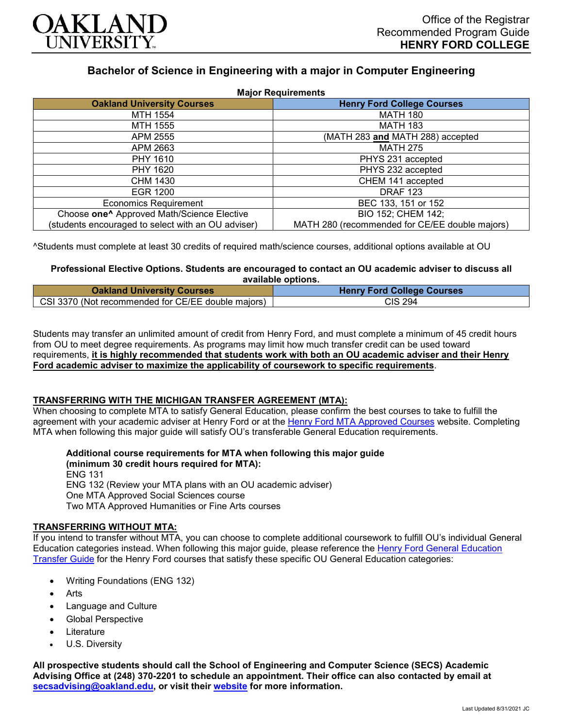OAKLAND UNIVERSITY

Office of the Registrar
Recommended Program Guide
**HENRY FORD COLLEGE**

## Bachelor of Science in Engineering with a major in Computer Engineering

**Major Requirements**

| Oakland University Courses | Henry Ford College Courses |
|---|---|
| MTH 1554 | MATH 180 |
| MTH 1555 | MATH 183 |
| APM 2555 | (MATH 283 **and** MATH 288) accepted |
| APM 2663 | MATH 275 |
| PHY 1610 | PHYS 231 accepted |
| PHY 1620 | PHYS 232 accepted |
| CHM 1430 | CHEM 141 accepted |
| EGR 1200 | DRAF 123 |
| Economics Requirement | BEC 133, 151 or 152 |
| Choose **one^** Approved Math/Science Elective (students encouraged to select with an OU adviser) | BIO 152; CHEM 142; MATH 280 (recommended for CE/EE double majors) |

^Students must complete at least 30 credits of required math/science courses, additional options available at OU

**Professional Elective Options. Students are encouraged to contact an OU academic adviser to discuss all available options.**

| Oakland University Courses | Henry Ford College Courses |
|---|---|
| CSI 3370 (Not recommended for CE/EE double majors) | CIS 294 |

Students may transfer an unlimited amount of credit from Henry Ford, and must complete a minimum of 45 credit hours from OU to meet degree requirements. As programs may limit how much transfer credit can be used toward requirements, **it is highly recommended that students work with both an OU academic adviser and their Henry Ford academic adviser to maximize the applicability of coursework to specific requirements**.

**TRANSFERRING WITH THE MICHIGAN TRANSFER AGREEMENT (MTA):**

When choosing to complete MTA to satisfy General Education, please confirm the best courses to take to fulfill the agreement with your academic adviser at Henry Ford or at the Henry Ford MTA Approved Courses website. Completing MTA when following this major guide will satisfy OU's transferable General Education requirements.

**Additional course requirements for MTA when following this major guide (minimum 30 credit hours required for MTA):**
ENG 131
ENG 132 (Review your MTA plans with an OU academic adviser)
One MTA Approved Social Sciences course
Two MTA Approved Humanities or Fine Arts courses

**TRANSFERRING WITHOUT MTA:**

If you intend to transfer without MTA, you can choose to complete additional coursework to fulfill OU's individual General Education categories instead. When following this major guide, please reference the Henry Ford General Education Transfer Guide for the Henry Ford courses that satisfy these specific OU General Education categories:

- Writing Foundations (ENG 132)
- Arts
- Language and Culture
- Global Perspective
- Literature
- U.S. Diversity

**All prospective students should call the School of Engineering and Computer Science (SECS) Academic Advising Office at (248) 370-2201 to schedule an appointment. Their office can also contacted by email at secsadvising@oakland.edu, or visit their website for more information.**

Last Updated 8/31/2021 JC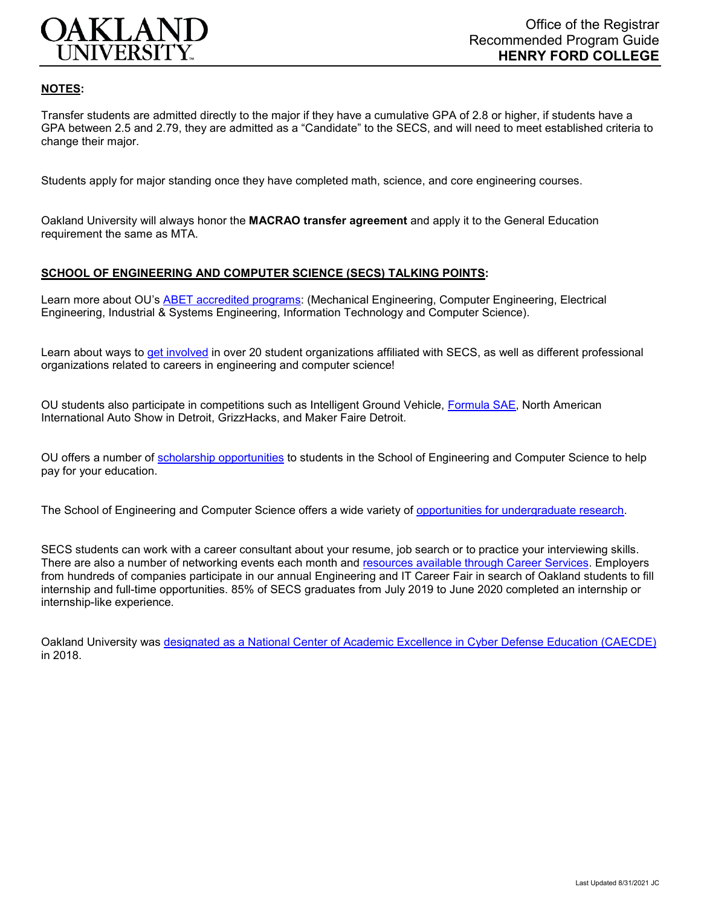**NOTES:**

Transfer students are admitted directly to the major if they have a cumulative GPA of 2.8 or higher, if students have a GPA between 2.5 and 2.79, they are admitted as a "Candidate" to the SECS, and will need to meet established criteria to change their major.

Students apply for major standing once they have completed math, science, and core engineering courses.

Oakland University will always honor the **MACRAO transfer agreement** and apply it to the General Education requirement the same as MTA.

**SCHOOL OF ENGINEERING AND COMPUTER SCIENCE (SECS) TALKING POINTS:**

Learn more about OU's ABET accredited programs: (Mechanical Engineering, Computer Engineering, Electrical Engineering, Industrial & Systems Engineering, Information Technology and Computer Science).

Learn about ways to get involved in over 20 student organizations affiliated with SECS, as well as different professional organizations related to careers in engineering and computer science!

OU students also participate in competitions such as Intelligent Ground Vehicle, Formula SAE, North American International Auto Show in Detroit, GrizzHacks, and Maker Faire Detroit.

OU offers a number of scholarship opportunities to students in the School of Engineering and Computer Science to help pay for your education.

The School of Engineering and Computer Science offers a wide variety of opportunities for undergraduate research.

SECS students can work with a career consultant about your resume, job search or to practice your interviewing skills. There are also a number of networking events each month and resources available through Career Services. Employers from hundreds of companies participate in our annual Engineering and IT Career Fair in search of Oakland students to fill internship and full-time opportunities. 85% of SECS graduates from July 2019 to June 2020 completed an internship or internship-like experience.

Oakland University was designated as a National Center of Academic Excellence in Cyber Defense Education (CAECDE) in 2018.